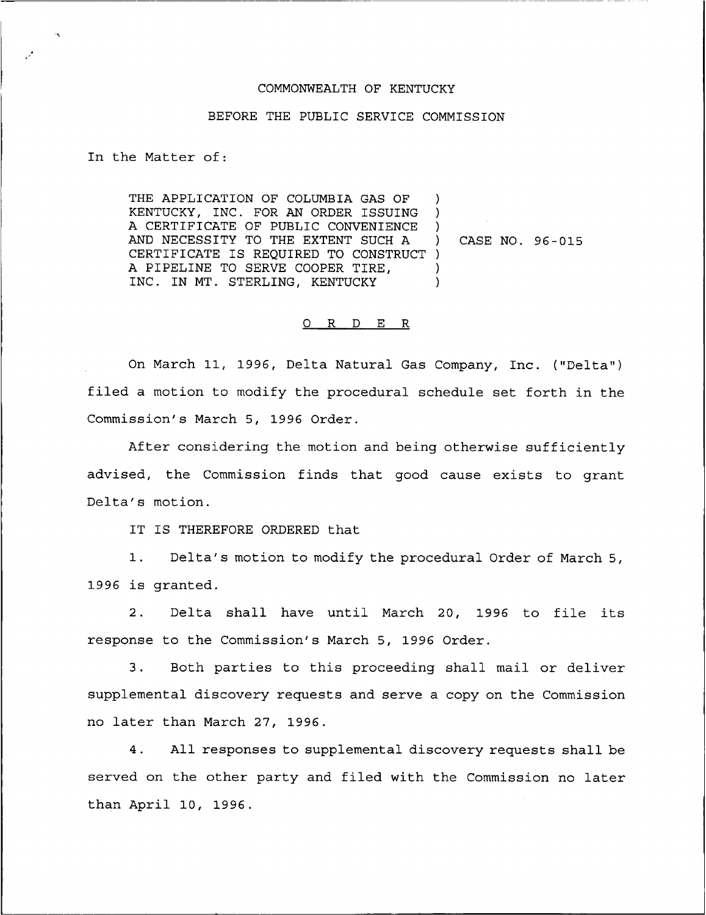COMMONWEALTH OF KENTUCKY

BEFORE THE PUBLIC SERVICE COMMISSION

In the Matter of:

THE APPLICATION OF COLUMBIA GAS OF KENTUCKY, INC. FOR AN ORDER ISSUING A CERTIFICATE OF PUBLIC CONVENIENCE AND NECESSITY TO THE EXTENT SUCH A CERTIFICATE IS REQUIRED TO CONSTRUCT A PIPELINE TO SERVE COOPER TIRE, INC. IN MT. STERLING, KENTUCKY ) CASE NO. 96-015

# O R D E R

On March 11, 1996, Delta Natural Gas Company, Inc. ("Delta") filed a motion to modify the procedural schedule set forth in the Commission's March 5, 1996 Order.

After considering the motion and being otherwise sufficiently advised, the Commission finds that good cause exists to grant Delta's motion.

IT IS THEREFORE ORDERED that

1. Delta's motion to modify the procedural Order of March 5, 1996 is granted.

2. Delta shall have until March 20, 1996 to file its response to the Commission's March 5, 1996 Order.

3. Both parties to this proceeding shall mail or deliver supplemental discovery requests and serve a copy on the Commission no later than March 27, 1996.

4. All responses to supplemental discovery requests shall be served on the other party and filed with the Commission no later than April 10, 1996.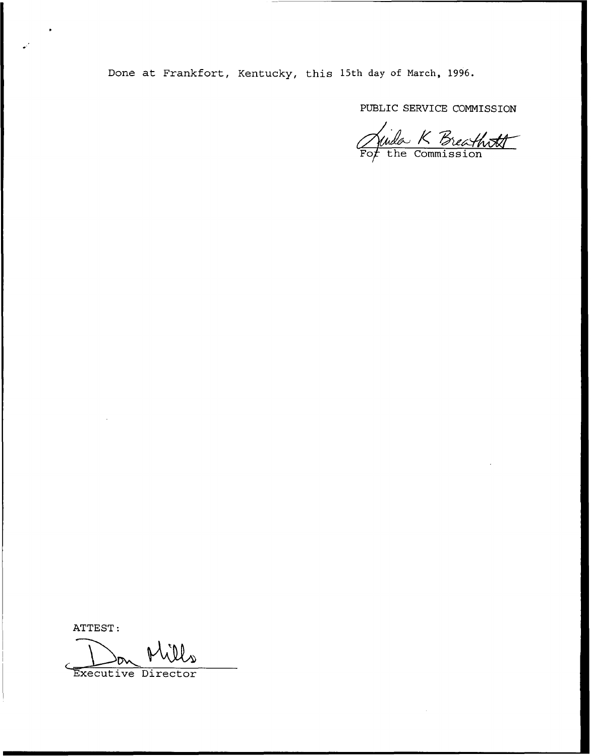Done at Frankfort, Kentucky, this 15th day of March, 1996.

PUBLIC SERVICE COMMISSION

Linda K Breathitt
For the Commission

ATTEST:

Don Mills
Executive Director